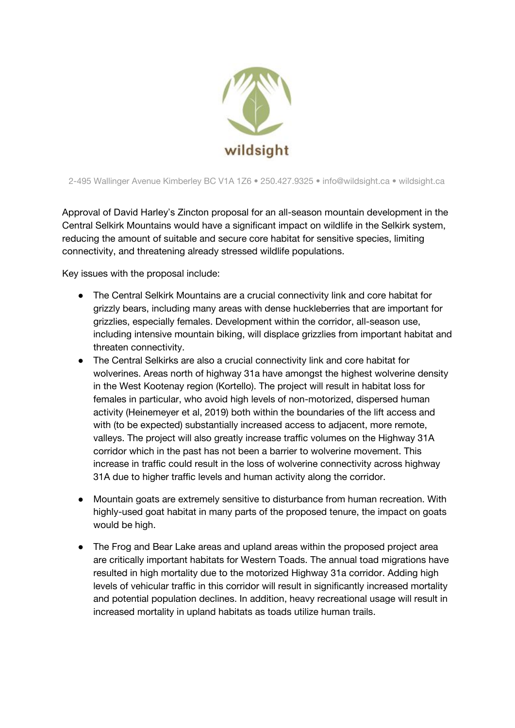wildsight

2-495 Wallinger Avenue Kimberley BC V1A 1Z6 • 250.427.9325 • info@wildsight.ca • wildsight.ca

Approval of David Harley's Zincton proposal for an all-season mountain development in the Central Selkirk Mountains would have a significant impact on wildlife in the Selkirk system, reducing the amount of suitable and secure core habitat for sensitive species, limiting connectivity, and threatening already stressed wildlife populations.

Key issues with the proposal include:

- The Central Selkirk Mountains are a crucial connectivity link and core habitat for grizzly bears, including many areas with dense huckleberries that are important for grizzlies, especially females. Development within the corridor, all-season use, including intensive mountain biking, will displace grizzlies from important habitat and threaten connectivity.
- The Central Selkirks are also a crucial connectivity link and core habitat for wolverines. Areas north of highway 31a have amongst the highest wolverine density in the West Kootenay region (Kortello). The project will result in habitat loss for females in particular, who avoid high levels of non-motorized, dispersed human activity (Heinemeyer et al, 2019) both within the boundaries of the lift access and with (to be expected) substantially increased access to adjacent, more remote, valleys. The project will also greatly increase traffic volumes on the Highway 31A corridor which in the past has not been a barrier to wolverine movement. This increase in traffic could result in the loss of wolverine connectivity across highway 31A due to higher traffic levels and human activity along the corridor.
- Mountain goats are extremely sensitive to disturbance from human recreation. With highly-used goat habitat in many parts of the proposed tenure, the impact on goats would be high.
- The Frog and Bear Lake areas and upland areas within the proposed project area are critically important habitats for Western Toads. The annual toad migrations have resulted in high mortality due to the motorized Highway 31a corridor. Adding high levels of vehicular traffic in this corridor will result in significantly increased mortality and potential population declines. In addition, heavy recreational usage will result in increased mortality in upland habitats as toads utilize human trails.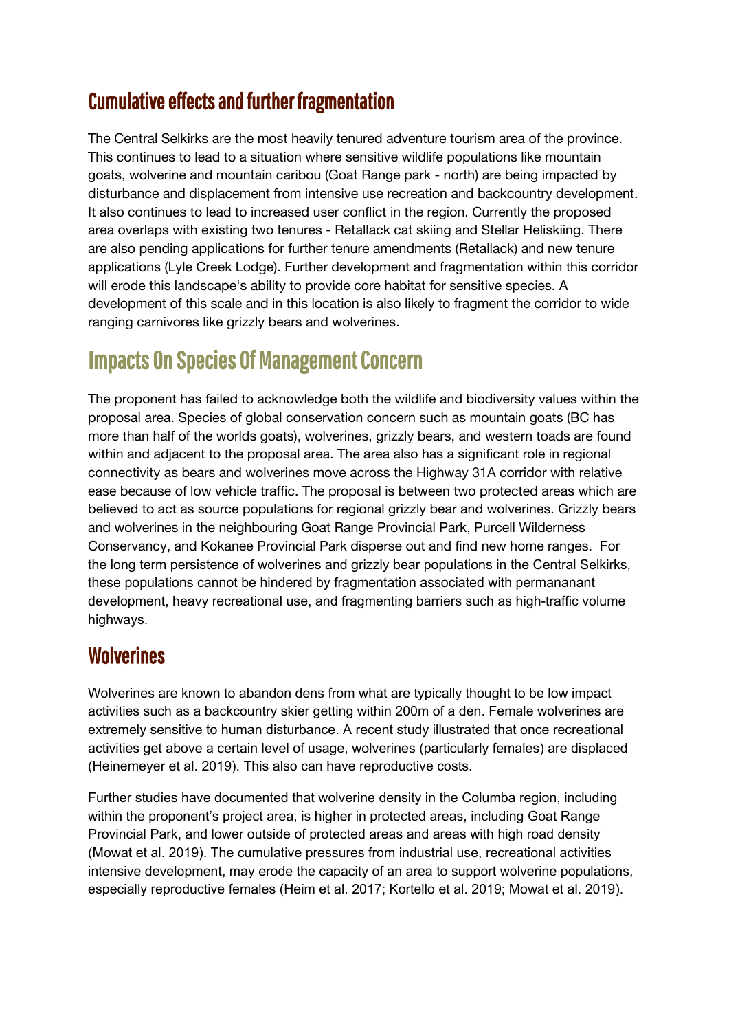## Cumulative effects and further fragmentation

The Central Selkirks are the most heavily tenured adventure tourism area of the province. This continues to lead to a situation where sensitive wildlife populations like mountain goats, wolverine and mountain caribou (Goat Range park - north) are being impacted by disturbance and displacement from intensive use recreation and backcountry development. It also continues to lead to increased user conflict in the region. Currently the proposed area overlaps with existing two tenures - Retallack cat skiing and Stellar Heliskiing. There are also pending applications for further tenure amendments (Retallack) and new tenure applications (Lyle Creek Lodge). Further development and fragmentation within this corridor will erode this landscape's ability to provide core habitat for sensitive species. A development of this scale and in this location is also likely to fragment the corridor to wide ranging carnivores like grizzly bears and wolverines.

## Impacts On Species Of Management Concern

The proponent has failed to acknowledge both the wildlife and biodiversity values within the proposal area. Species of global conservation concern such as mountain goats (BC has more than half of the worlds goats), wolverines, grizzly bears, and western toads are found within and adjacent to the proposal area. The area also has a significant role in regional connectivity as bears and wolverines move across the Highway 31A corridor with relative ease because of low vehicle traffic. The proposal is between two protected areas which are believed to act as source populations for regional grizzly bear and wolverines. Grizzly bears and wolverines in the neighbouring Goat Range Provincial Park, Purcell Wilderness Conservancy, and Kokanee Provincial Park disperse out and find new home ranges. For the long term persistence of wolverines and grizzly bear populations in the Central Selkirks, these populations cannot be hindered by fragmentation associated with permananant development, heavy recreational use, and fragmenting barriers such as high-traffic volume highways.

## Wolverines

Wolverines are known to abandon dens from what are typically thought to be low impact activities such as a backcountry skier getting within 200m of a den. Female wolverines are extremely sensitive to human disturbance. A recent study illustrated that once recreational activities get above a certain level of usage, wolverines (particularly females) are displaced (Heinemeyer et al. 2019). This also can have reproductive costs.

Further studies have documented that wolverine density in the Columba region, including within the proponent's project area, is higher in protected areas, including Goat Range Provincial Park, and lower outside of protected areas and areas with high road density (Mowat et al. 2019). The cumulative pressures from industrial use, recreational activities intensive development, may erode the capacity of an area to support wolverine populations, especially reproductive females (Heim et al. 2017; Kortello et al. 2019; Mowat et al. 2019).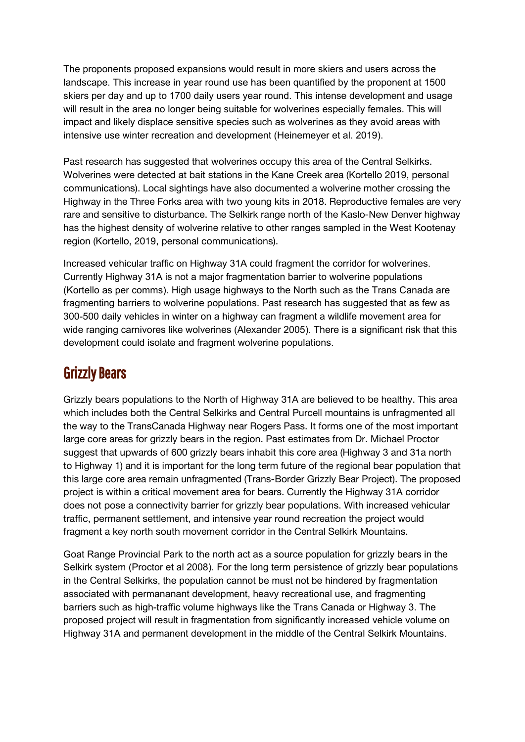The proponents proposed expansions would result in more skiers and users across the landscape. This increase in year round use has been quantified by the proponent at 1500 skiers per day and up to 1700 daily users year round. This intense development and usage will result in the area no longer being suitable for wolverines especially females. This will impact and likely displace sensitive species such as wolverines as they avoid areas with intensive use winter recreation and development (Heinemeyer et al. 2019).

Past research has suggested that wolverines occupy this area of the Central Selkirks. Wolverines were detected at bait stations in the Kane Creek area (Kortello 2019, personal communications). Local sightings have also documented a wolverine mother crossing the Highway in the Three Forks area with two young kits in 2018. Reproductive females are very rare and sensitive to disturbance. The Selkirk range north of the Kaslo-New Denver highway has the highest density of wolverine relative to other ranges sampled in the West Kootenay region (Kortello, 2019, personal communications).

Increased vehicular traffic on Highway 31A could fragment the corridor for wolverines. Currently Highway 31A is not a major fragmentation barrier to wolverine populations (Kortello as per comms). High usage highways to the North such as the Trans Canada are fragmenting barriers to wolverine populations. Past research has suggested that as few as 300-500 daily vehicles in winter on a highway can fragment a wildlife movement area for wide ranging carnivores like wolverines (Alexander 2005). There is a significant risk that this development could isolate and fragment wolverine populations.

## Grizzly Bears

Grizzly bears populations to the North of Highway 31A are believed to be healthy. This area which includes both the Central Selkirks and Central Purcell mountains is unfragmented all the way to the TransCanada Highway near Rogers Pass. It forms one of the most important large core areas for grizzly bears in the region. Past estimates from Dr. Michael Proctor suggest that upwards of 600 grizzly bears inhabit this core area (Highway 3 and 31a north to Highway 1) and it is important for the long term future of the regional bear population that this large core area remain unfragmented (Trans-Border Grizzly Bear Project). The proposed project is within a critical movement area for bears. Currently the Highway 31A corridor does not pose a connectivity barrier for grizzly bear populations. With increased vehicular traffic, permanent settlement, and intensive year round recreation the project would fragment a key north south movement corridor in the Central Selkirk Mountains.

Goat Range Provincial Park to the north act as a source population for grizzly bears in the Selkirk system (Proctor et al 2008). For the long term persistence of grizzly bear populations in the Central Selkirks, the population cannot be must not be hindered by fragmentation associated with permananant development, heavy recreational use, and fragmenting barriers such as high-traffic volume highways like the Trans Canada or Highway 3. The proposed project will result in fragmentation from significantly increased vehicle volume on Highway 31A and permanent development in the middle of the Central Selkirk Mountains.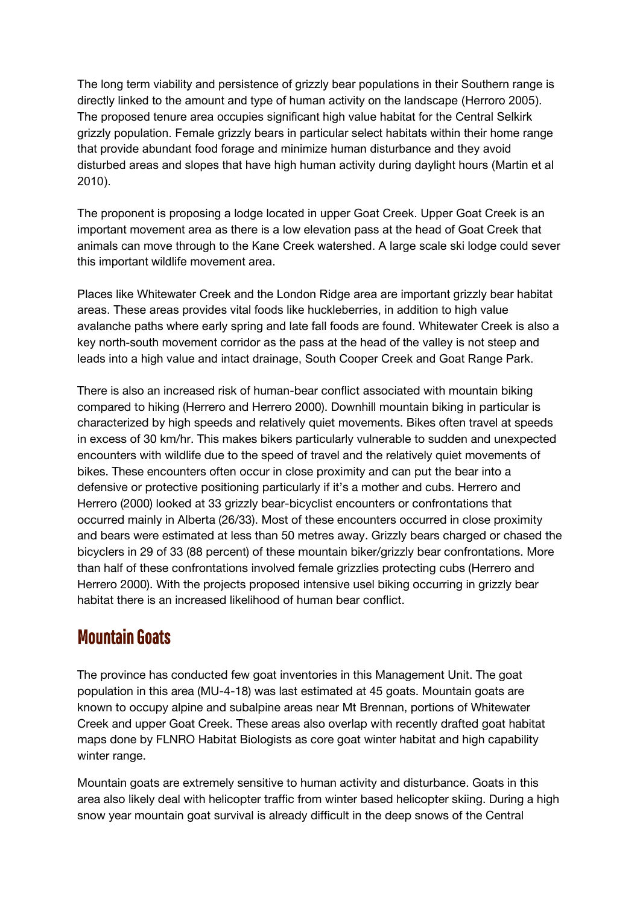The long term viability and persistence of grizzly bear populations in their Southern range is directly linked to the amount and type of human activity on the landscape (Herroro 2005). The proposed tenure area occupies significant high value habitat for the Central Selkirk grizzly population. Female grizzly bears in particular select habitats within their home range that provide abundant food forage and minimize human disturbance and they avoid disturbed areas and slopes that have high human activity during daylight hours (Martin et al 2010).

The proponent is proposing a lodge located in upper Goat Creek. Upper Goat Creek is an important movement area as there is a low elevation pass at the head of Goat Creek that animals can move through to the Kane Creek watershed. A large scale ski lodge could sever this important wildlife movement area.

Places like Whitewater Creek and the London Ridge area are important grizzly bear habitat areas. These areas provides vital foods like huckleberries, in addition to high value avalanche paths where early spring and late fall foods are found. Whitewater Creek is also a key north-south movement corridor as the pass at the head of the valley is not steep and leads into a high value and intact drainage, South Cooper Creek and Goat Range Park.

There is also an increased risk of human-bear conflict associated with mountain biking compared to hiking (Herrero and Herrero 2000). Downhill mountain biking in particular is characterized by high speeds and relatively quiet movements. Bikes often travel at speeds in excess of 30 km/hr. This makes bikers particularly vulnerable to sudden and unexpected encounters with wildlife due to the speed of travel and the relatively quiet movements of bikes. These encounters often occur in close proximity and can put the bear into a defensive or protective positioning particularly if it's a mother and cubs. Herrero and Herrero (2000) looked at 33 grizzly bear-bicyclist encounters or confrontations that occurred mainly in Alberta (26/33). Most of these encounters occurred in close proximity and bears were estimated at less than 50 metres away. Grizzly bears charged or chased the bicyclers in 29 of 33 (88 percent) of these mountain biker/grizzly bear confrontations. More than half of these confrontations involved female grizzlies protecting cubs (Herrero and Herrero 2000). With the projects proposed intensive usel biking occurring in grizzly bear habitat there is an increased likelihood of human bear conflict.

## Mountain Goats

The province has conducted few goat inventories in this Management Unit. The goat population in this area (MU-4-18) was last estimated at 45 goats. Mountain goats are known to occupy alpine and subalpine areas near Mt Brennan, portions of Whitewater Creek and upper Goat Creek. These areas also overlap with recently drafted goat habitat maps done by FLNRO Habitat Biologists as core goat winter habitat and high capability winter range.

Mountain goats are extremely sensitive to human activity and disturbance. Goats in this area also likely deal with helicopter traffic from winter based helicopter skiing. During a high snow year mountain goat survival is already difficult in the deep snows of the Central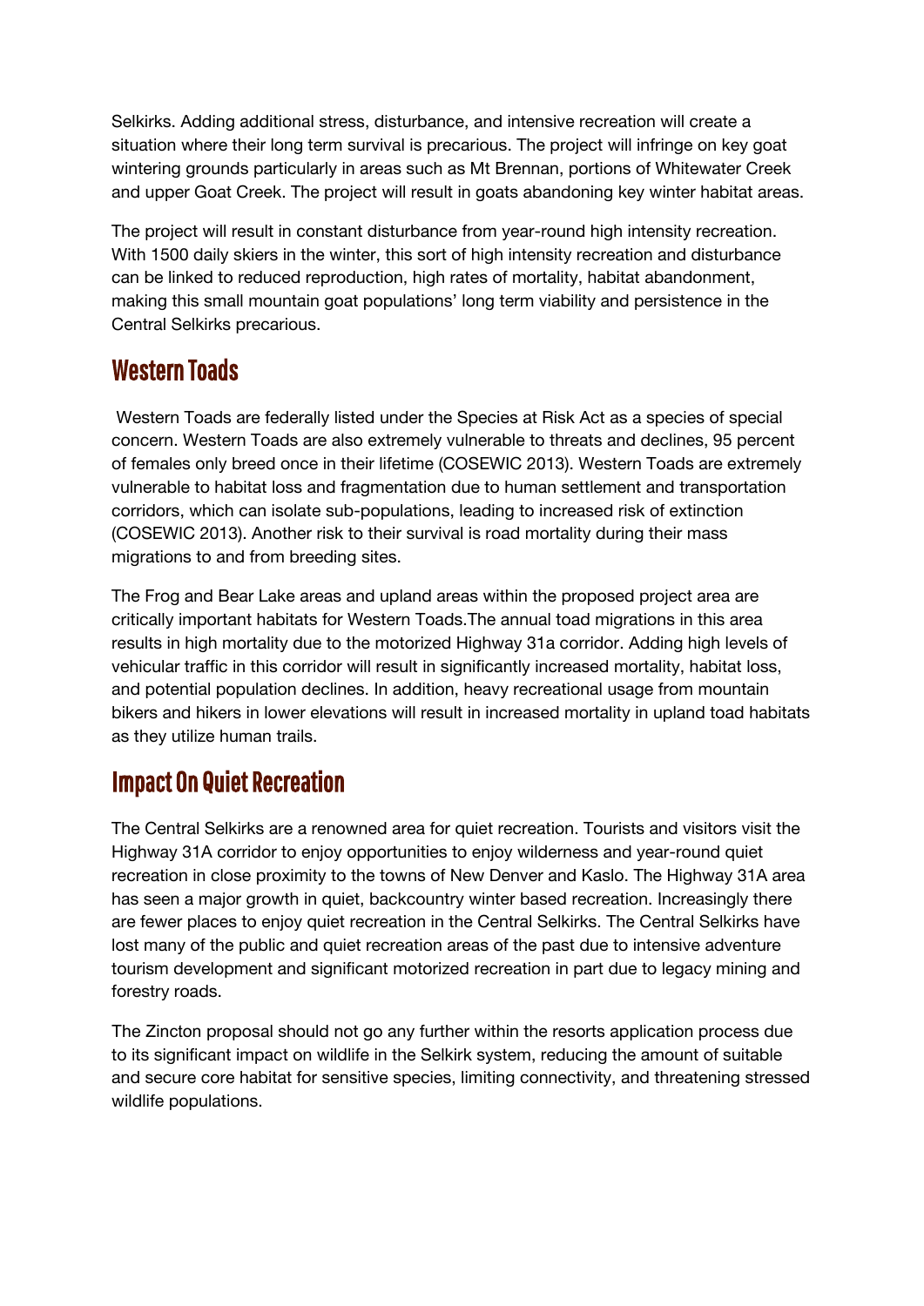Selkirks. Adding additional stress, disturbance, and intensive recreation will create a situation where their long term survival is precarious. The project will infringe on key goat wintering grounds particularly in areas such as Mt Brennan, portions of Whitewater Creek and upper Goat Creek. The project will result in goats abandoning key winter habitat areas.

The project will result in constant disturbance from year-round high intensity recreation. With 1500 daily skiers in the winter, this sort of high intensity recreation and disturbance can be linked to reduced reproduction, high rates of mortality, habitat abandonment, making this small mountain goat populations' long term viability and persistence in the Central Selkirks precarious.

## Western Toads

Western Toads are federally listed under the Species at Risk Act as a species of special concern. Western Toads are also extremely vulnerable to threats and declines, 95 percent of females only breed once in their lifetime (COSEWIC 2013). Western Toads are extremely vulnerable to habitat loss and fragmentation due to human settlement and transportation corridors, which can isolate sub-populations, leading to increased risk of extinction (COSEWIC 2013). Another risk to their survival is road mortality during their mass migrations to and from breeding sites.

The Frog and Bear Lake areas and upland areas within the proposed project area are critically important habitats for Western Toads.The annual toad migrations in this area results in high mortality due to the motorized Highway 31a corridor. Adding high levels of vehicular traffic in this corridor will result in significantly increased mortality, habitat loss, and potential population declines. In addition, heavy recreational usage from mountain bikers and hikers in lower elevations will result in increased mortality in upland toad habitats as they utilize human trails.

## Impact On Quiet Recreation

The Central Selkirks are a renowned area for quiet recreation. Tourists and visitors visit the Highway 31A corridor to enjoy opportunities to enjoy wilderness and year-round quiet recreation in close proximity to the towns of New Denver and Kaslo. The Highway 31A area has seen a major growth in quiet, backcountry winter based recreation. Increasingly there are fewer places to enjoy quiet recreation in the Central Selkirks. The Central Selkirks have lost many of the public and quiet recreation areas of the past due to intensive adventure tourism development and significant motorized recreation in part due to legacy mining and forestry roads.

The Zincton proposal should not go any further within the resorts application process due to its significant impact on wildlife in the Selkirk system, reducing the amount of suitable and secure core habitat for sensitive species, limiting connectivity, and threatening stressed wildlife populations.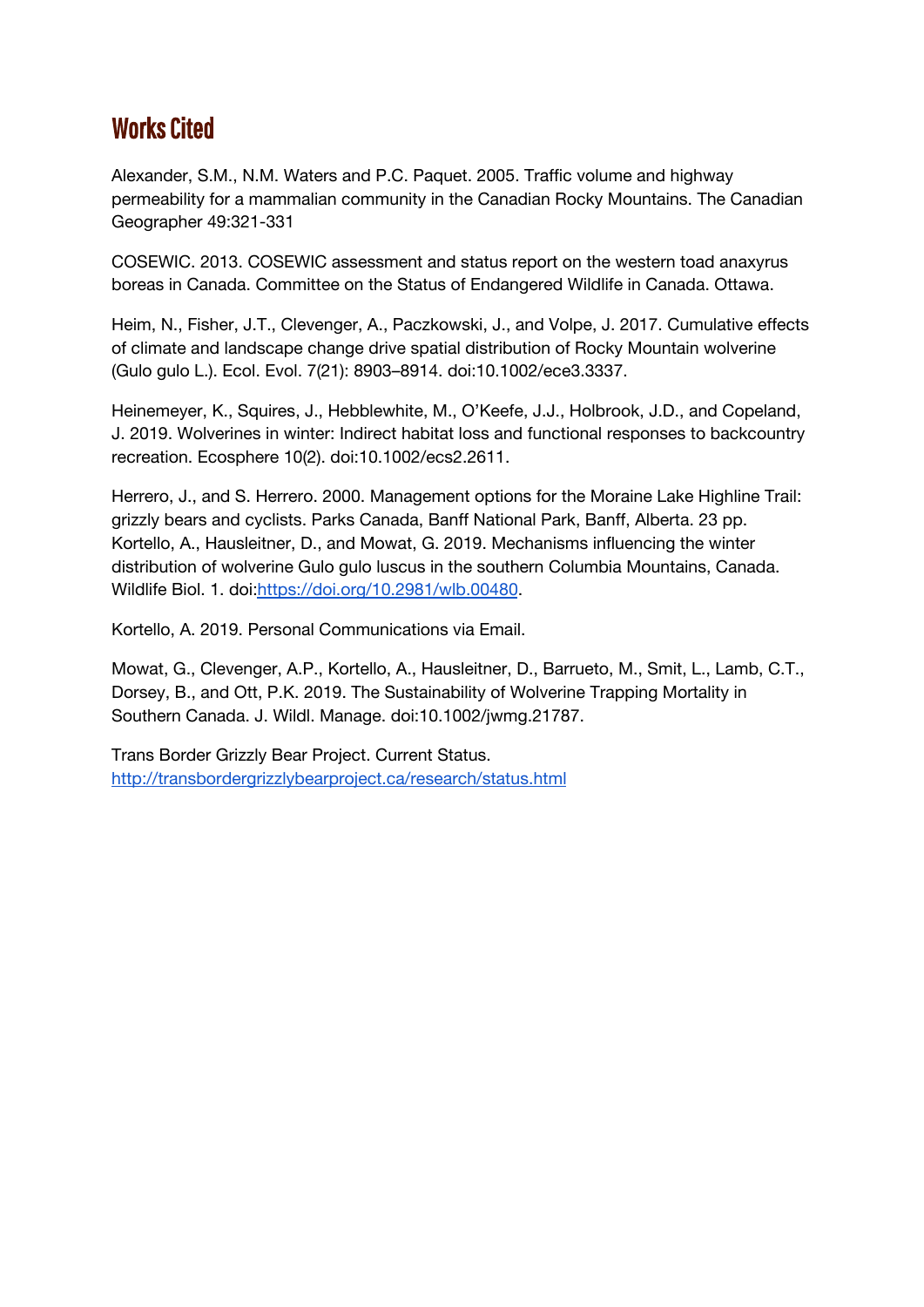# Works Cited

Alexander, S.M., N.M. Waters and P.C. Paquet. 2005. Traffic volume and highway permeability for a mammalian community in the Canadian Rocky Mountains. The Canadian Geographer 49:321-331

COSEWIC. 2013. COSEWIC assessment and status report on the western toad anaxyrus boreas in Canada. Committee on the Status of Endangered Wildlife in Canada. Ottawa.

Heim, N., Fisher, J.T., Clevenger, A., Paczkowski, J., and Volpe, J. 2017. Cumulative effects of climate and landscape change drive spatial distribution of Rocky Mountain wolverine (Gulo gulo L.). Ecol. Evol. 7(21): 8903–8914. doi:10.1002/ece3.3337.

Heinemeyer, K., Squires, J., Hebblewhite, M., O'Keefe, J.J., Holbrook, J.D., and Copeland, J. 2019. Wolverines in winter: Indirect habitat loss and functional responses to backcountry recreation. Ecosphere 10(2). doi:10.1002/ecs2.2611.

Herrero, J., and S. Herrero. 2000. Management options for the Moraine Lake Highline Trail: grizzly bears and cyclists. Parks Canada, Banff National Park, Banff, Alberta. 23 pp.
Kortello, A., Hausleitner, D., and Mowat, G. 2019. Mechanisms influencing the winter distribution of wolverine Gulo gulo luscus in the southern Columbia Mountains, Canada. Wildlife Biol. 1. doi:https://doi.org/10.2981/wlb.00480.

Kortello, A. 2019. Personal Communications via Email.

Mowat, G., Clevenger, A.P., Kortello, A., Hausleitner, D., Barrueto, M., Smit, L., Lamb, C.T., Dorsey, B., and Ott, P.K. 2019. The Sustainability of Wolverine Trapping Mortality in Southern Canada. J. Wildl. Manage. doi:10.1002/jwmg.21787.

Trans Border Grizzly Bear Project. Current Status.
http://transbordergrizzlybearproject.ca/research/status.html